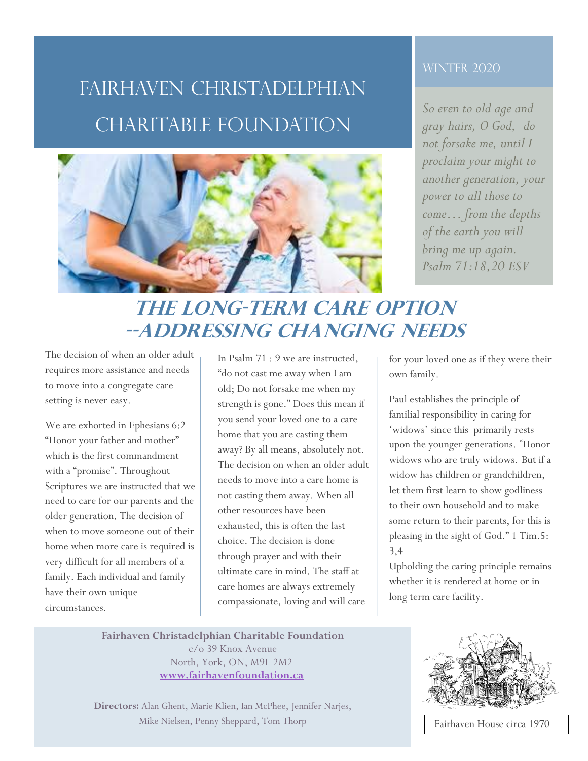# FAIRHAVEN CHRISTADELPHIAN CHARITABLE FOUNDATION

WINTER 2020

*So even to old age and gray hairs, O God, do not forsake me, until I proclaim your might to another generation, your power to all those to come… from the depths of the earth you will bring me up again. Psalm 71:18,20 ESV*

## THE LONG-TERM CARE OPTION --ADDRESSING CHANGING NEEDS

The decision of when an older adult requires more assistance and needs to move into a congregate care setting is never easy.

We are exhorted in Ephesians 6:2 "Honor your father and mother" which is the first commandment with a "promise". Throughout Scriptures we are instructed that we need to care for our parents and the older generation. The decision of when to move someone out of their home when more care is required is very difficult for all members of a family. Each individual and family have their own unique circumstances.

In Psalm 71 : 9 we are instructed, "do not cast me away when I am old; Do not forsake me when my strength is gone." Does this mean if you send your loved one to a care home that you are casting them away? By all means, absolutely not. The decision on when an older adult needs to move into a care home is not casting them away. When all other resources have been exhausted, this is often the last choice. The decision is done through prayer and with their ultimate care in mind. The staff at care homes are always extremely compassionate, loving and will care for your loved one as if they were their own family.

Paul establishes the principle of familial responsibility in caring for 'widows' since this primarily rests upon the younger generations. "Honor widows who are truly widows. But if a widow has children or grandchildren, let them first learn to show godliness to their own household and to make some return to their parents, for this is pleasing in the sight of God." 1 Tim.5: 3,4

Upholding the caring principle remains whether it is rendered at home or in long term care facility.

**Fairhaven Christadelphian Charitable Foundation**
c/o 39 Knox Avenue
North, York, ON, M9L 2M2
**www.fairhavenfoundation.ca**

**Directors:** Alan Ghent, Marie Klien, Ian McPhee, Jennifer Narjes, Mike Nielsen, Penny Sheppard, Tom Thorp

Fairhaven House circa 1970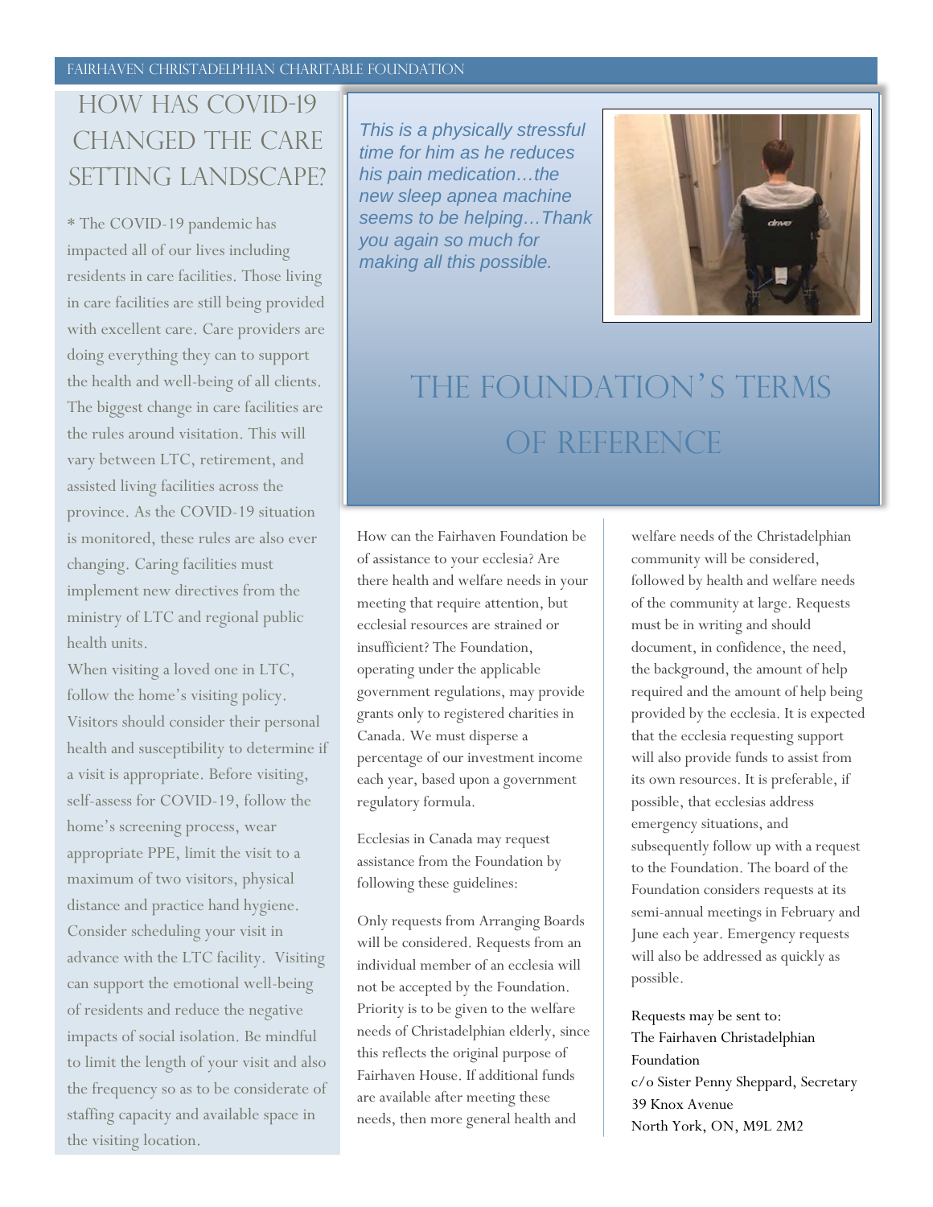# How has COVID-19 changed the care setting landscape?

* The COVID-19 pandemic has impacted all of our lives including residents in care facilities. Those living in care facilities are still being provided with excellent care. Care providers are doing everything they can to support the health and well-being of all clients. The biggest change in care facilities are the rules around visitation. This will vary between LTC, retirement, and assisted living facilities across the province. As the COVID-19 situation is monitored, these rules are also ever changing. Caring facilities must implement new directives from the ministry of LTC and regional public health units.

When visiting a loved one in LTC, follow the home's visiting policy. Visitors should consider their personal health and susceptibility to determine if a visit is appropriate. Before visiting, self-assess for COVID-19, follow the home's screening process, wear appropriate PPE, limit the visit to a maximum of two visitors, physical distance and practice hand hygiene. Consider scheduling your visit in advance with the LTC facility. Visiting can support the emotional well-being of residents and reduce the negative impacts of social isolation. Be mindful to limit the length of your visit and also the frequency so as to be considerate of staffing capacity and available space in the visiting location.

*This is a physically stressful time for him as he reduces his pain medication…the new sleep apnea machine seems to be helping…Thank you again so much for making all this possible.*

# The Foundation's Terms of Reference

How can the Fairhaven Foundation be of assistance to your ecclesia? Are there health and welfare needs in your meeting that require attention, but ecclesial resources are strained or insufficient? The Foundation, operating under the applicable government regulations, may provide grants only to registered charities in Canada. We must disperse a percentage of our investment income each year, based upon a government regulatory formula.

Ecclesias in Canada may request assistance from the Foundation by following these guidelines:

Only requests from Arranging Boards will be considered. Requests from an individual member of an ecclesia will not be accepted by the Foundation. Priority is to be given to the welfare needs of Christadelphian elderly, since this reflects the original purpose of Fairhaven House. If additional funds are available after meeting these needs, then more general health and welfare needs of the Christadelphian community will be considered, followed by health and welfare needs of the community at large. Requests must be in writing and should document, in confidence, the need, the background, the amount of help required and the amount of help being provided by the ecclesia. It is expected that the ecclesia requesting support will also provide funds to assist from its own resources. It is preferable, if possible, that ecclesias address emergency situations, and subsequently follow up with a request to the Foundation. The board of the Foundation considers requests at its semi-annual meetings in February and June each year. Emergency requests will also be addressed as quickly as possible.

Requests may be sent to:
The Fairhaven Christadelphian Foundation
c/o Sister Penny Sheppard, Secretary
39 Knox Avenue
North York, ON, M9L 2M2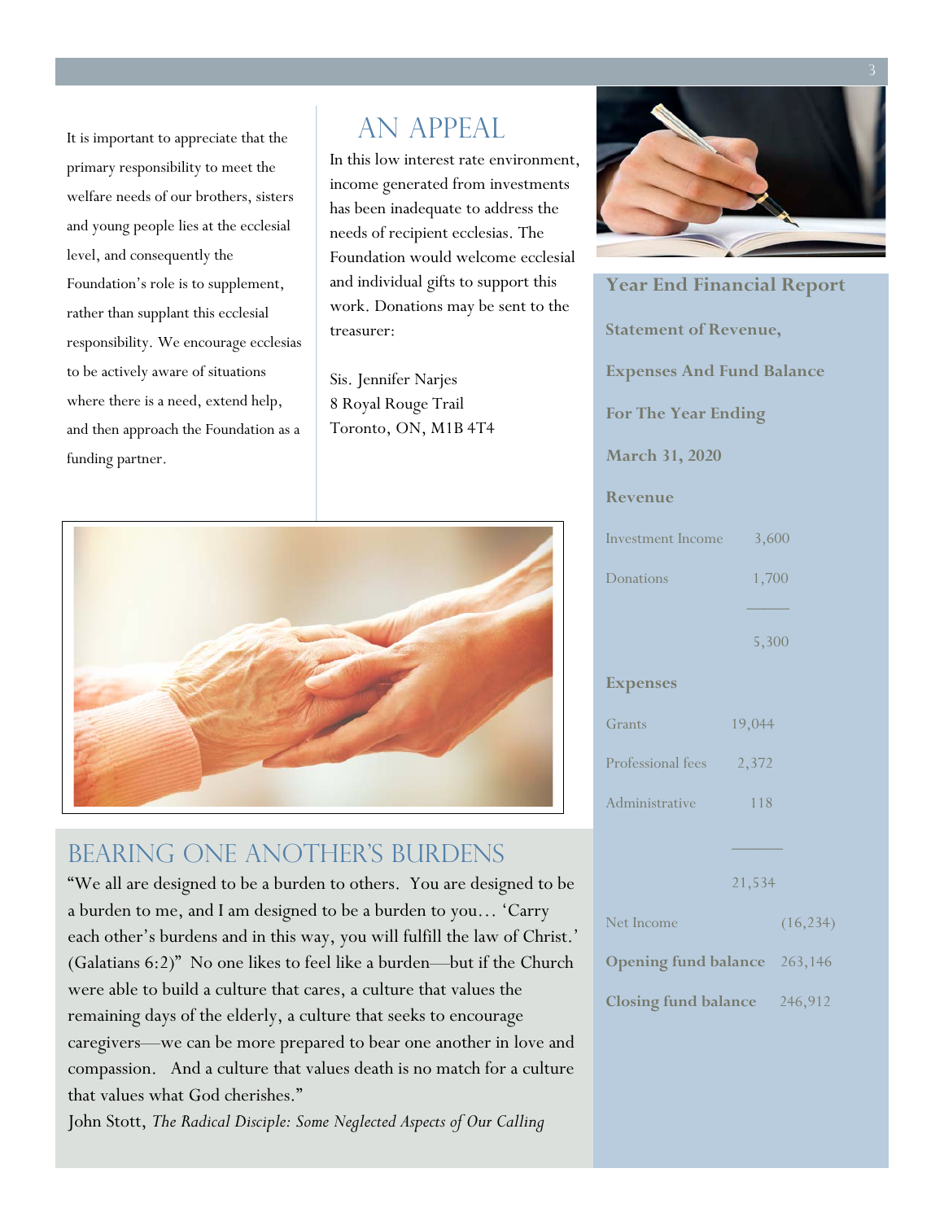It is important to appreciate that the primary responsibility to meet the welfare needs of our brothers, sisters and young people lies at the ecclesial level, and consequently the Foundation's role is to supplement, rather than supplant this ecclesial responsibility. We encourage ecclesias to be actively aware of situations where there is a need, extend help, and then approach the Foundation as a funding partner.

## AN APPEAL

In this low interest rate environment, income generated from investments has been inadequate to address the needs of recipient ecclesias. The Foundation would welcome ecclesial and individual gifts to support this work. Donations may be sent to the treasurer:

Sis. Jennifer Narjes
8 Royal Rouge Trail
Toronto, ON, M1B 4T4

## BEARING ONE ANOTHER'S BURDENS

"We all are designed to be a burden to others. You are designed to be a burden to me, and I am designed to be a burden to you… 'Carry each other's burdens and in this way, you will fulfill the law of Christ.' (Galatians 6:2)" No one likes to feel like a burden—but if the Church were able to build a culture that cares, a culture that values the remaining days of the elderly, a culture that seeks to encourage caregivers—we can be more prepared to bear one another in love and compassion. And a culture that values death is no match for a culture that values what God cherishes."

John Stott, *The Radical Disciple: Some Neglected Aspects of Our Calling*

## Year End Financial Report

**Statement of Revenue, Expenses And Fund Balance For The Year Ending March 31, 2020**

| | | |
|---|---|---|
| **Revenue** | | |
| Investment Income | 3,600 | |
| Donations | 1,700 | |
| | 5,300 | |
| **Expenses** | | |
| Grants | 19,044 | |
| Professional fees | 2,372 | |
| Administrative | 118 | |
| | 21,534 | |
| Net Income | | (16,234) |
| **Opening fund balance** | | 263,146 |
| **Closing fund balance** | | 246,912 |